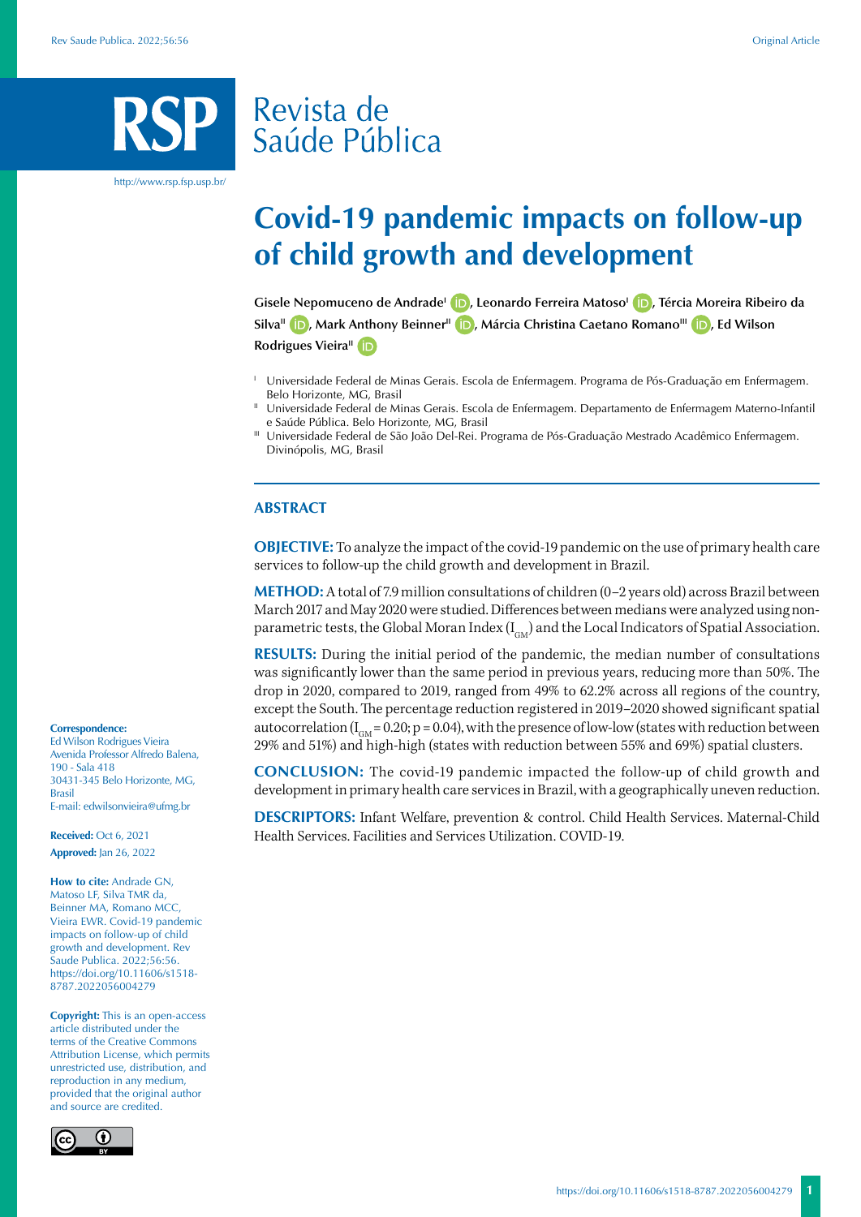# Covid-19 pandemic impacts on follow-up of child growth and development

**Gisele Nepomuceno de Andrade**[I], **Leonardo Ferreira Matoso**[I], **Tércia Moreira Ribeiro da Silva**[II], **Mark Anthony Beinner**[II], **Márcia Christina Caetano Romano**[III], **Ed Wilson Rodrigues Vieira**[II]

[I] Universidade Federal de Minas Gerais. Escola de Enfermagem. Programa de Pós-Graduação em Enfermagem. Belo Horizonte, MG, Brasil

[II] Universidade Federal de Minas Gerais. Escola de Enfermagem. Departamento de Enfermagem Materno-Infantil e Saúde Pública. Belo Horizonte, MG, Brasil

[III] Universidade Federal de São João Del-Rei. Programa de Pós-Graduação Mestrado Acadêmico Enfermagem. Divinópolis, MG, Brasil

## ABSTRACT

**OBJECTIVE:** To analyze the impact of the covid-19 pandemic on the use of primary health care services to follow-up the child growth and development in Brazil.

**METHOD:** A total of 7.9 million consultations of children (0–2 years old) across Brazil between March 2017 and May 2020 were studied. Differences between medians were analyzed using non-parametric tests, the Global Moran Index ($I_{GM}$) and the Local Indicators of Spatial Association.

**RESULTS:** During the initial period of the pandemic, the median number of consultations was significantly lower than the same period in previous years, reducing more than 50%. The drop in 2020, compared to 2019, ranged from 49% to 62.2% across all regions of the country, except the South. The percentage reduction registered in 2019–2020 showed significant spatial autocorrelation ($I_{GM} = 0.20$; $p = 0.04$), with the presence of low-low (states with reduction between 29% and 51%) and high-high (states with reduction between 55% and 69%) spatial clusters.

**CONCLUSION:** The covid-19 pandemic impacted the follow-up of child growth and development in primary health care services in Brazil, with a geographically uneven reduction.

**DESCRIPTORS:** Infant Welfare, prevention & control. Child Health Services. Maternal-Child Health Services. Facilities and Services Utilization. COVID-19.

**Correspondence:**
Ed Wilson Rodrigues Vieira
Avenida Professor Alfredo Balena, 190 - Sala 418
30431-345 Belo Horizonte, MG, Brasil
E-mail: edwilsonvieira@ufmg.br

**Received:** Oct 6, 2021
**Approved:** Jan 26, 2022

**How to cite:** Andrade GN, Matoso LF, Silva TMR da, Beinner MA, Romano MCC, Vieira EWR. Covid-19 pandemic impacts on follow-up of child growth and development. Rev Saude Publica. 2022;56:56. https://doi.org/10.11606/s1518-8787.2022056004279

**Copyright:** This is an open-access article distributed under the terms of the Creative Commons Attribution License, which permits unrestricted use, distribution, and reproduction in any medium, provided that the original author and source are credited.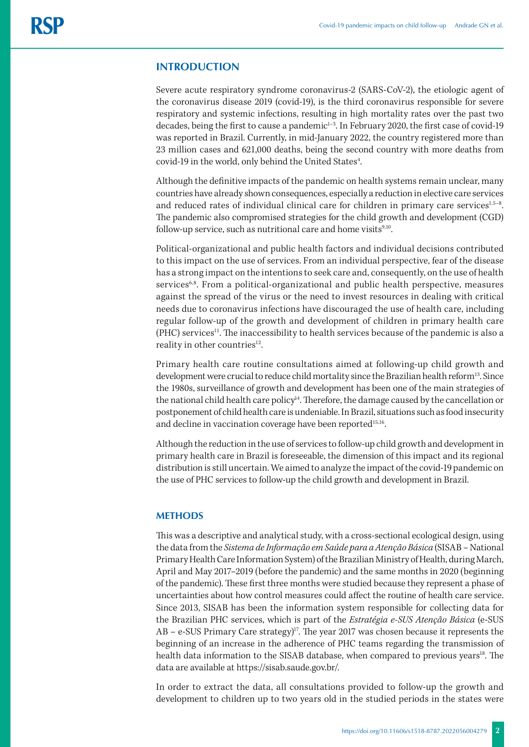## INTRODUCTION

Severe acute respiratory syndrome coronavirus-2 (SARS-CoV-2), the etiologic agent of the coronavirus disease 2019 (covid-19), is the third coronavirus responsible for severe respiratory and systemic infections, resulting in high mortality rates over the past two decades, being the first to cause a pandemic[1–3]. In February 2020, the first case of covid-19 was reported in Brazil. Currently, in mid-January 2022, the country registered more than 23 million cases and 621,000 deaths, being the second country with more deaths from covid-19 in the world, only behind the United States[4].

Although the definitive impacts of the pandemic on health systems remain unclear, many countries have already shown consequences, especially a reduction in elective care services and reduced rates of individual clinical care for children in primary care services[1,5–8]. The pandemic also compromised strategies for the child growth and development (CGD) follow-up service, such as nutritional care and home visits[9,10].

Political-organizational and public health factors and individual decisions contributed to this impact on the use of services. From an individual perspective, fear of the disease has a strong impact on the intentions to seek care and, consequently, on the use of health services[6,8]. From a political-organizational and public health perspective, measures against the spread of the virus or the need to invest resources in dealing with critical needs due to coronavirus infections have discouraged the use of health care, including regular follow-up of the growth and development of children in primary health care (PHC) services[11]. The inaccessibility to health services because of the pandemic is also a reality in other countries[12].

Primary health care routine consultations aimed at following-up child growth and development were crucial to reduce child mortality since the Brazilian health reform[13]. Since the 1980s, surveillance of growth and development has been one of the main strategies of the national child health care policy[14]. Therefore, the damage caused by the cancellation or postponement of child health care is undeniable. In Brazil, situations such as food insecurity and decline in vaccination coverage have been reported[15,16].

Although the reduction in the use of services to follow-up child growth and development in primary health care in Brazil is foreseeable, the dimension of this impact and its regional distribution is still uncertain. We aimed to analyze the impact of the covid-19 pandemic on the use of PHC services to follow-up the child growth and development in Brazil.

## METHODS

This was a descriptive and analytical study, with a cross-sectional ecological design, using the data from the *Sistema de Informação em Saúde para a Atenção Básica* (SISAB – National Primary Health Care Information System) of the Brazilian Ministry of Health, during March, April and May 2017–2019 (before the pandemic) and the same months in 2020 (beginning of the pandemic). These first three months were studied because they represent a phase of uncertainties about how control measures could affect the routine of health care service. Since 2013, SISAB has been the information system responsible for collecting data for the Brazilian PHC services, which is part of the *Estratégia e-SUS Atenção Básica* (e-SUS AB – e-SUS Primary Care strategy)[17]. The year 2017 was chosen because it represents the beginning of an increase in the adherence of PHC teams regarding the transmission of health data information to the SISAB database, when compared to previous years[18]. The data are available at https://sisab.saude.gov.br/.

In order to extract the data, all consultations provided to follow-up the growth and development to children up to two years old in the studied periods in the states were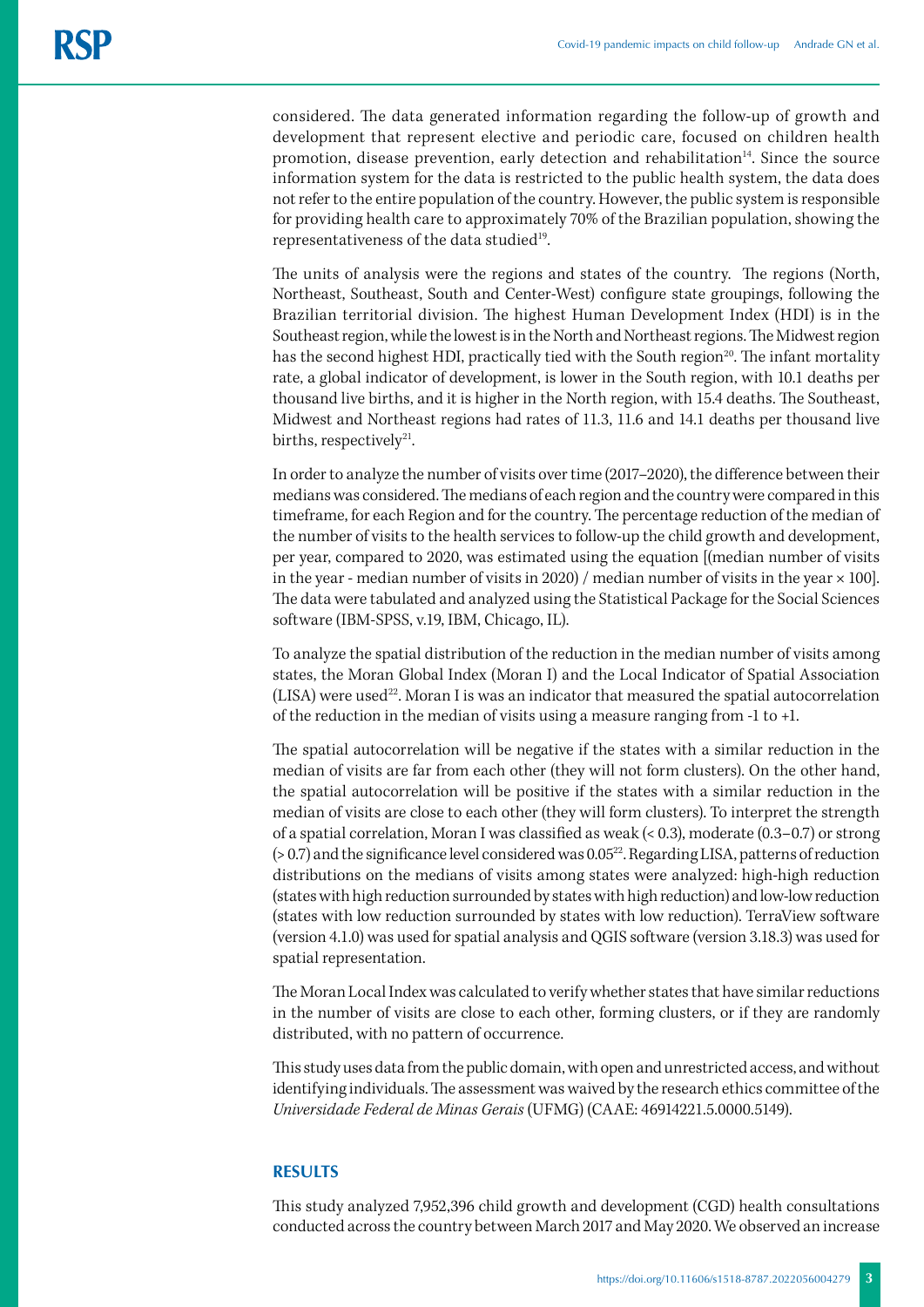considered. The data generated information regarding the follow-up of growth and development that represent elective and periodic care, focused on children health promotion, disease prevention, early detection and rehabilitation[14]. Since the source information system for the data is restricted to the public health system, the data does not refer to the entire population of the country. However, the public system is responsible for providing health care to approximately 70% of the Brazilian population, showing the representativeness of the data studied[19].

The units of analysis were the regions and states of the country. The regions (North, Northeast, Southeast, South and Center-West) configure state groupings, following the Brazilian territorial division. The highest Human Development Index (HDI) is in the Southeast region, while the lowest is in the North and Northeast regions. The Midwest region has the second highest HDI, practically tied with the South region[20]. The infant mortality rate, a global indicator of development, is lower in the South region, with 10.1 deaths per thousand live births, and it is higher in the North region, with 15.4 deaths. The Southeast, Midwest and Northeast regions had rates of 11.3, 11.6 and 14.1 deaths per thousand live births, respectively[21].

In order to analyze the number of visits over time (2017–2020), the difference between their medians was considered. The medians of each region and the country were compared in this timeframe, for each Region and for the country. The percentage reduction of the median of the number of visits to the health services to follow-up the child growth and development, per year, compared to 2020, was estimated using the equation [(median number of visits in the year - median number of visits in 2020) / median number of visits in the year × 100]. The data were tabulated and analyzed using the Statistical Package for the Social Sciences software (IBM-SPSS, v.19, IBM, Chicago, IL).

To analyze the spatial distribution of the reduction in the median number of visits among states, the Moran Global Index (Moran I) and the Local Indicator of Spatial Association (LISA) were used[22]. Moran I is was an indicator that measured the spatial autocorrelation of the reduction in the median of visits using a measure ranging from -1 to +1.

The spatial autocorrelation will be negative if the states with a similar reduction in the median of visits are far from each other (they will not form clusters). On the other hand, the spatial autocorrelation will be positive if the states with a similar reduction in the median of visits are close to each other (they will form clusters). To interpret the strength of a spatial correlation, Moran I was classified as weak (< 0.3), moderate (0.3–0.7) or strong (> 0.7) and the significance level considered was 0.05[22]. Regarding LISA, patterns of reduction distributions on the medians of visits among states were analyzed: high-high reduction (states with high reduction surrounded by states with high reduction) and low-low reduction (states with low reduction surrounded by states with low reduction). TerraView software (version 4.1.0) was used for spatial analysis and QGIS software (version 3.18.3) was used for spatial representation.

The Moran Local Index was calculated to verify whether states that have similar reductions in the number of visits are close to each other, forming clusters, or if they are randomly distributed, with no pattern of occurrence.

This study uses data from the public domain, with open and unrestricted access, and without identifying individuals. The assessment was waived by the research ethics committee of the *Universidade Federal de Minas Gerais* (UFMG) (CAAE: 46914221.5.0000.5149).

## RESULTS

This study analyzed 7,952,396 child growth and development (CGD) health consultations conducted across the country between March 2017 and May 2020. We observed an increase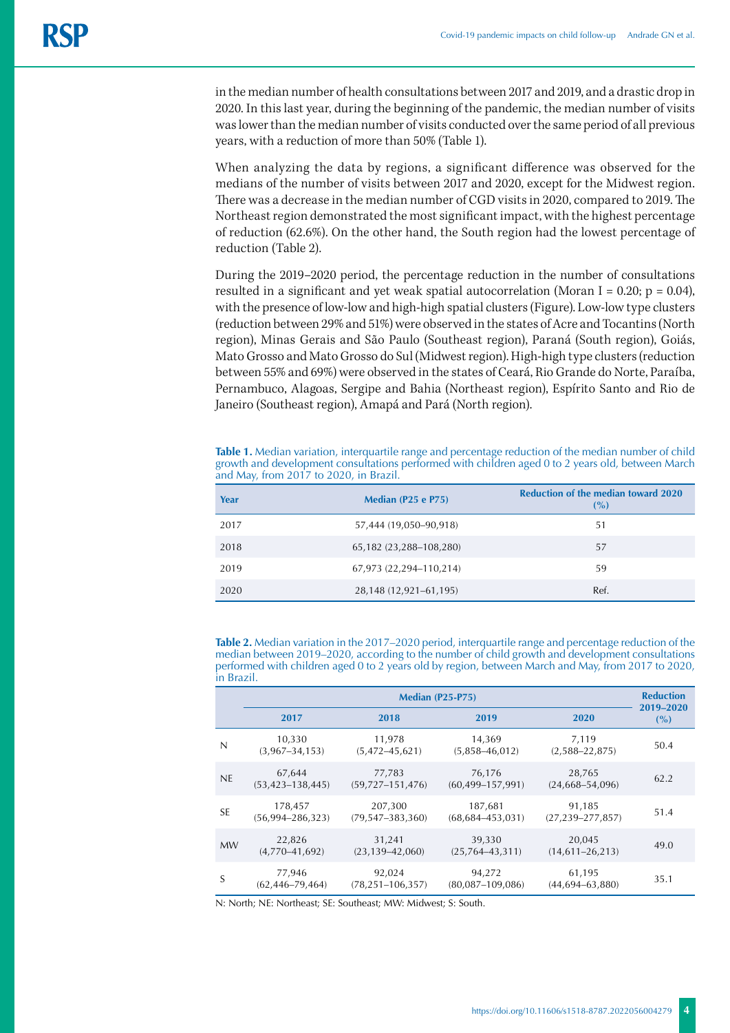in the median number of health consultations between 2017 and 2019, and a drastic drop in 2020. In this last year, during the beginning of the pandemic, the median number of visits was lower than the median number of visits conducted over the same period of all previous years, with a reduction of more than 50% (Table 1).

When analyzing the data by regions, a significant difference was observed for the medians of the number of visits between 2017 and 2020, except for the Midwest region. There was a decrease in the median number of CGD visits in 2020, compared to 2019. The Northeast region demonstrated the most significant impact, with the highest percentage of reduction (62.6%). On the other hand, the South region had the lowest percentage of reduction (Table 2).

During the 2019–2020 period, the percentage reduction in the number of consultations resulted in a significant and yet weak spatial autocorrelation (Moran I = 0.20; p = 0.04), with the presence of low-low and high-high spatial clusters (Figure). Low-low type clusters (reduction between 29% and 51%) were observed in the states of Acre and Tocantins (North region), Minas Gerais and São Paulo (Southeast region), Paraná (South region), Goiás, Mato Grosso and Mato Grosso do Sul (Midwest region). High-high type clusters (reduction between 55% and 69%) were observed in the states of Ceará, Rio Grande do Norte, Paraíba, Pernambuco, Alagoas, Sergipe and Bahia (Northeast region), Espírito Santo and Rio de Janeiro (Southeast region), Amapá and Pará (North region).

**Table 1.** Median variation, interquartile range and percentage reduction of the median number of child growth and development consultations performed with children aged 0 to 2 years old, between March and May, from 2017 to 2020, in Brazil.

| Year | Median (P25 e P75) | Reduction of the median toward 2020 (%) |
|---|---|---|
| 2017 | 57,444 (19,050–90,918) | 51 |
| 2018 | 65,182 (23,288–108,280) | 57 |
| 2019 | 67,973 (22,294–110,214) | 59 |
| 2020 | 28,148 (12,921–61,195) | Ref. |

**Table 2.** Median variation in the 2017–2020 period, interquartile range and percentage reduction of the median between 2019–2020, according to the number of child growth and development consultations performed with children aged 0 to 2 years old by region, between March and May, from 2017 to 2020, in Brazil.

| | Median (P25-P75) | | | | Reduction 2019–2020 (%) |
|---|---|---|---|---|---|
| | 2017 | 2018 | 2019 | 2020 | |
| N | 10,330 (3,967–34,153) | 11,978 (5,472–45,621) | 14,369 (5,858–46,012) | 7,119 (2,588–22,875) | 50.4 |
| NE | 67,644 (53,423–138,445) | 77,783 (59,727–151,476) | 76,176 (60,499–157,991) | 28,765 (24,668–54,096) | 62.2 |
| SE | 178,457 (56,994–286,323) | 207,300 (79,547–383,360) | 187,681 (68,684–453,031) | 91,185 (27,239–277,857) | 51.4 |
| MW | 22,826 (4,770–41,692) | 31,241 (23,139–42,060) | 39,330 (25,764–43,311) | 20,045 (14,611–26,213) | 49.0 |
| S | 77,946 (62,446–79,464) | 92,024 (78,251–106,357) | 94,272 (80,087–109,086) | 61,195 (44,694–63,880) | 35.1 |

N: North; NE: Northeast; SE: Southeast; MW: Midwest; S: South.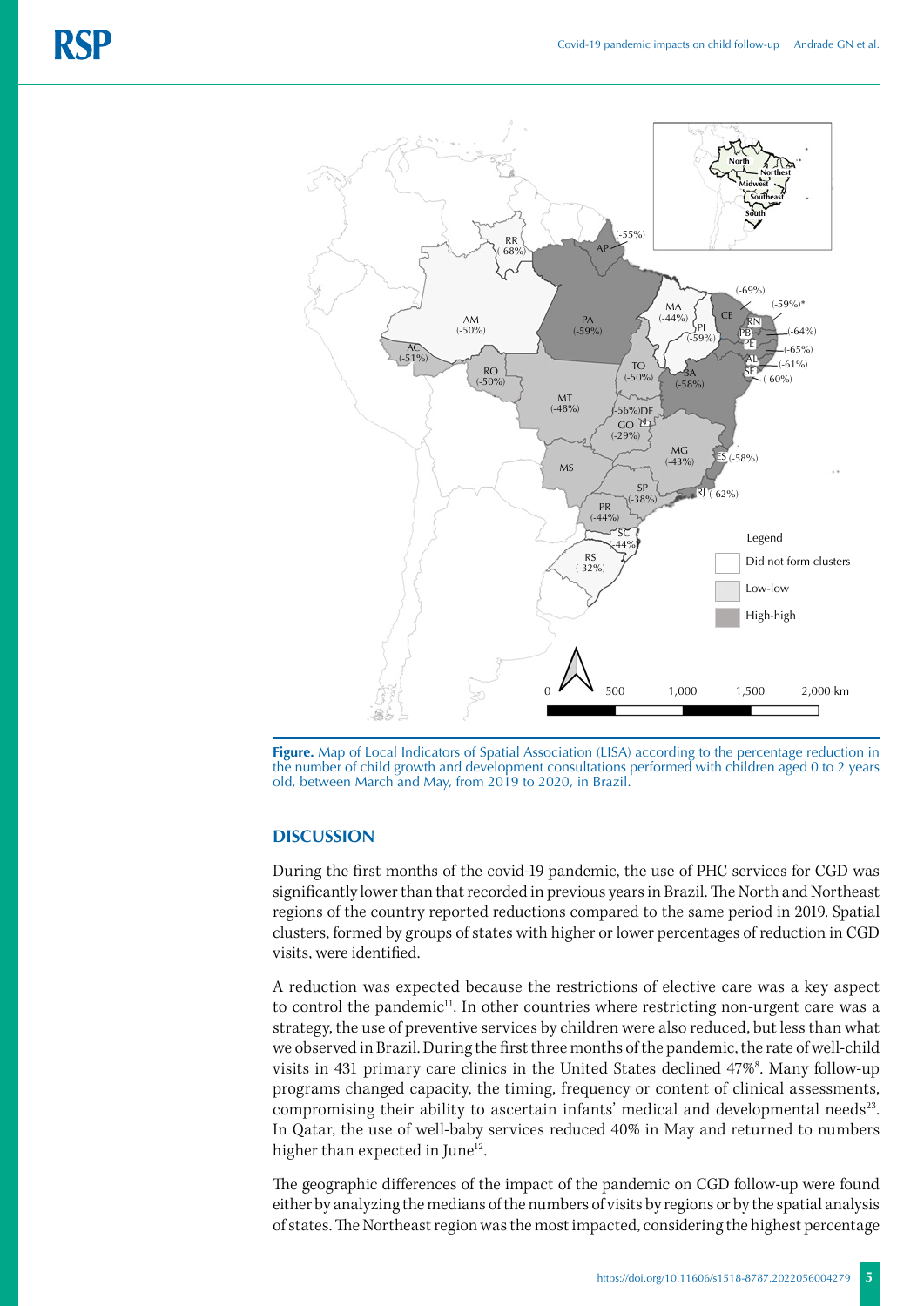Figure. Map of Local Indicators of Spatial Association (LISA) according to the percentage reduction in the number of child growth and development consultations performed with children aged 0 to 2 years old, between March and May, from 2019 to 2020, in Brazil.

## DISCUSSION

During the first months of the covid-19 pandemic, the use of PHC services for CGD was significantly lower than that recorded in previous years in Brazil. The North and Northeast regions of the country reported reductions compared to the same period in 2019. Spatial clusters, formed by groups of states with higher or lower percentages of reduction in CGD visits, were identified.

A reduction was expected because the restrictions of elective care was a key aspect to control the pandemic[11]. In other countries where restricting non-urgent care was a strategy, the use of preventive services by children were also reduced, but less than what we observed in Brazil. During the first three months of the pandemic, the rate of well-child visits in 431 primary care clinics in the United States declined 47%[8]. Many follow-up programs changed capacity, the timing, frequency or content of clinical assessments, compromising their ability to ascertain infants' medical and developmental needs[23]. In Qatar, the use of well-baby services reduced 40% in May and returned to numbers higher than expected in June[12].

The geographic differences of the impact of the pandemic on CGD follow-up were found either by analyzing the medians of the numbers of visits by regions or by the spatial analysis of states. The Northeast region was the most impacted, considering the highest percentage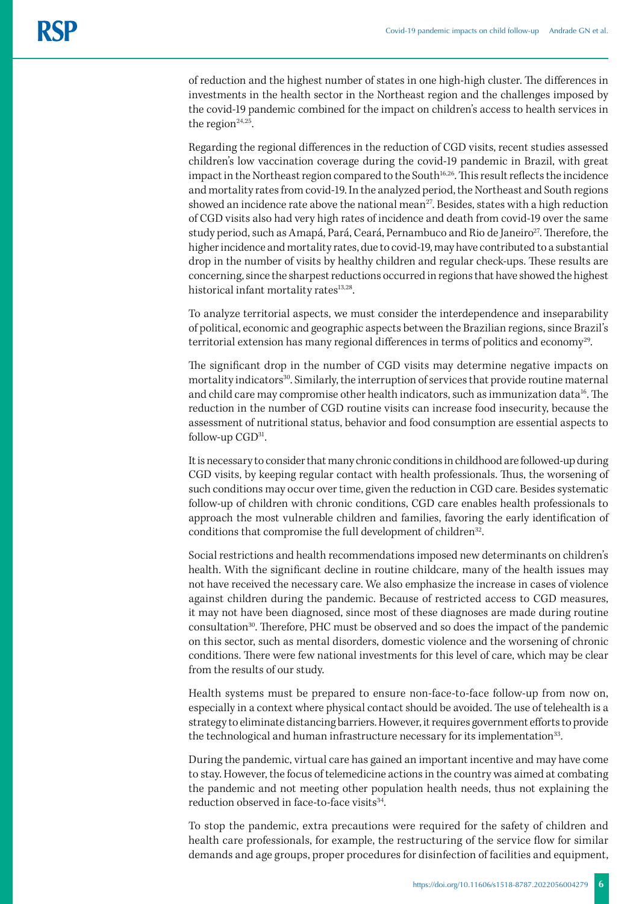of reduction and the highest number of states in one high-high cluster. The differences in investments in the health sector in the Northeast region and the challenges imposed by the covid-19 pandemic combined for the impact on children's access to health services in the region[24,25].

Regarding the regional differences in the reduction of CGD visits, recent studies assessed children's low vaccination coverage during the covid-19 pandemic in Brazil, with great impact in the Northeast region compared to the South[16,26]. This result reflects the incidence and mortality rates from covid-19. In the analyzed period, the Northeast and South regions showed an incidence rate above the national mean[27]. Besides, states with a high reduction of CGD visits also had very high rates of incidence and death from covid-19 over the same study period, such as Amapá, Pará, Ceará, Pernambuco and Rio de Janeiro[27]. Therefore, the higher incidence and mortality rates, due to covid-19, may have contributed to a substantial drop in the number of visits by healthy children and regular check-ups. These results are concerning, since the sharpest reductions occurred in regions that have showed the highest historical infant mortality rates[13,28].

To analyze territorial aspects, we must consider the interdependence and inseparability of political, economic and geographic aspects between the Brazilian regions, since Brazil's territorial extension has many regional differences in terms of politics and economy[29].

The significant drop in the number of CGD visits may determine negative impacts on mortality indicators[30]. Similarly, the interruption of services that provide routine maternal and child care may compromise other health indicators, such as immunization data[16]. The reduction in the number of CGD routine visits can increase food insecurity, because the assessment of nutritional status, behavior and food consumption are essential aspects to follow-up CGD[31].

It is necessary to consider that many chronic conditions in childhood are followed-up during CGD visits, by keeping regular contact with health professionals. Thus, the worsening of such conditions may occur over time, given the reduction in CGD care. Besides systematic follow-up of children with chronic conditions, CGD care enables health professionals to approach the most vulnerable children and families, favoring the early identification of conditions that compromise the full development of children[32].

Social restrictions and health recommendations imposed new determinants on children's health. With the significant decline in routine childcare, many of the health issues may not have received the necessary care. We also emphasize the increase in cases of violence against children during the pandemic. Because of restricted access to CGD measures, it may not have been diagnosed, since most of these diagnoses are made during routine consultation[30]. Therefore, PHC must be observed and so does the impact of the pandemic on this sector, such as mental disorders, domestic violence and the worsening of chronic conditions. There were few national investments for this level of care, which may be clear from the results of our study.

Health systems must be prepared to ensure non-face-to-face follow-up from now on, especially in a context where physical contact should be avoided. The use of telehealth is a strategy to eliminate distancing barriers. However, it requires government efforts to provide the technological and human infrastructure necessary for its implementation[33].

During the pandemic, virtual care has gained an important incentive and may have come to stay. However, the focus of telemedicine actions in the country was aimed at combating the pandemic and not meeting other population health needs, thus not explaining the reduction observed in face-to-face visits[34].

To stop the pandemic, extra precautions were required for the safety of children and health care professionals, for example, the restructuring of the service flow for similar demands and age groups, proper procedures for disinfection of facilities and equipment,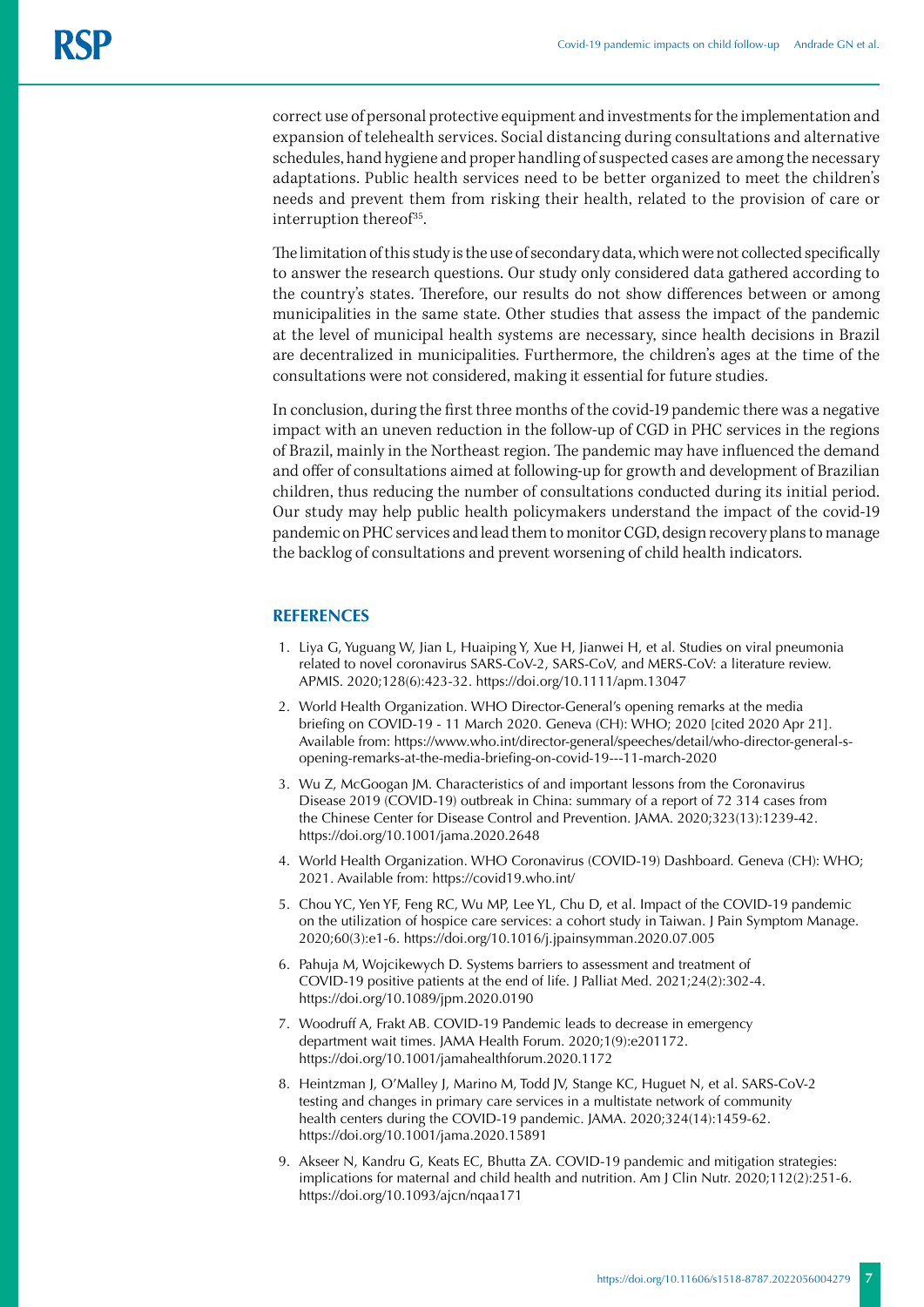correct use of personal protective equipment and investments for the implementation and expansion of telehealth services. Social distancing during consultations and alternative schedules, hand hygiene and proper handling of suspected cases are among the necessary adaptations. Public health services need to be better organized to meet the children's needs and prevent them from risking their health, related to the provision of care or interruption thereof[35].

The limitation of this study is the use of secondary data, which were not collected specifically to answer the research questions. Our study only considered data gathered according to the country's states. Therefore, our results do not show differences between or among municipalities in the same state. Other studies that assess the impact of the pandemic at the level of municipal health systems are necessary, since health decisions in Brazil are decentralized in municipalities. Furthermore, the children's ages at the time of the consultations were not considered, making it essential for future studies.

In conclusion, during the first three months of the covid-19 pandemic there was a negative impact with an uneven reduction in the follow-up of CGD in PHC services in the regions of Brazil, mainly in the Northeast region. The pandemic may have influenced the demand and offer of consultations aimed at following-up for growth and development of Brazilian children, thus reducing the number of consultations conducted during its initial period. Our study may help public health policymakers understand the impact of the covid-19 pandemic on PHC services and lead them to monitor CGD, design recovery plans to manage the backlog of consultations and prevent worsening of child health indicators.

## REFERENCES

1. Liya G, Yuguang W, Jian L, Huaiping Y, Xue H, Jianwei H, et al. Studies on viral pneumonia related to novel coronavirus SARS-CoV-2, SARS-CoV, and MERS-CoV: a literature review. APMIS. 2020;128(6):423-32. https://doi.org/10.1111/apm.13047
2. World Health Organization. WHO Director-General's opening remarks at the media briefing on COVID-19 - 11 March 2020. Geneva (CH): WHO; 2020 [cited 2020 Apr 21]. Available from: https://www.who.int/director-general/speeches/detail/who-director-general-s-opening-remarks-at-the-media-briefing-on-covid-19---11-march-2020
3. Wu Z, McGoogan JM. Characteristics of and important lessons from the Coronavirus Disease 2019 (COVID-19) outbreak in China: summary of a report of 72 314 cases from the Chinese Center for Disease Control and Prevention. JAMA. 2020;323(13):1239-42. https://doi.org/10.1001/jama.2020.2648
4. World Health Organization. WHO Coronavirus (COVID-19) Dashboard. Geneva (CH): WHO; 2021. Available from: https://covid19.who.int/
5. Chou YC, Yen YF, Feng RC, Wu MP, Lee YL, Chu D, et al. Impact of the COVID-19 pandemic on the utilization of hospice care services: a cohort study in Taiwan. J Pain Symptom Manage. 2020;60(3):e1-6. https://doi.org/10.1016/j.jpainsymman.2020.07.005
6. Pahuja M, Wojcikewych D. Systems barriers to assessment and treatment of COVID-19 positive patients at the end of life. J Palliat Med. 2021;24(2):302-4. https://doi.org/10.1089/jpm.2020.0190
7. Woodruff A, Frakt AB. COVID-19 Pandemic leads to decrease in emergency department wait times. JAMA Health Forum. 2020;1(9):e201172. https://doi.org/10.1001/jamahealthforum.2020.1172
8. Heintzman J, O'Malley J, Marino M, Todd JV, Stange KC, Huguet N, et al. SARS-CoV-2 testing and changes in primary care services in a multistate network of community health centers during the COVID-19 pandemic. JAMA. 2020;324(14):1459-62. https://doi.org/10.1001/jama.2020.15891
9. Akseer N, Kandru G, Keats EC, Bhutta ZA. COVID-19 pandemic and mitigation strategies: implications for maternal and child health and nutrition. Am J Clin Nutr. 2020;112(2):251-6. https://doi.org/10.1093/ajcn/nqaa171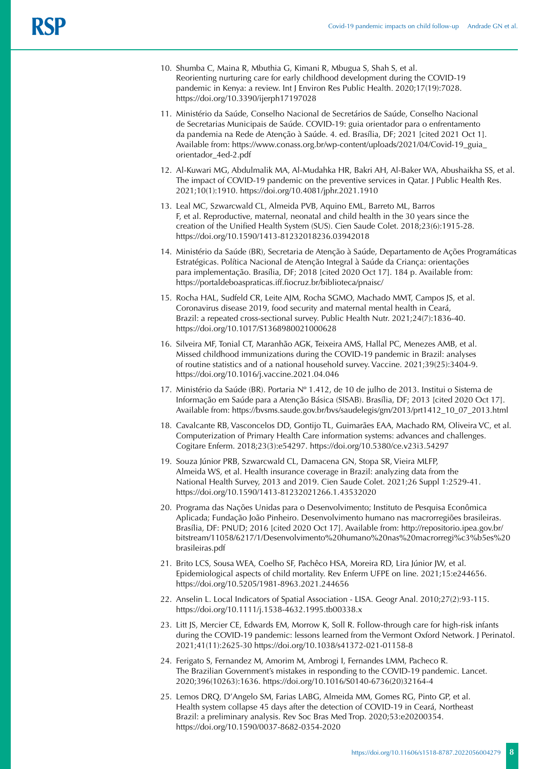10. Shumba C, Maina R, Mbuthia G, Kimani R, Mbugua S, Shah S, et al. Reorienting nurturing care for early childhood development during the COVID-19 pandemic in Kenya: a review. Int J Environ Res Public Health. 2020;17(19):7028. https://doi.org/10.3390/ijerph17197028

11. Ministério da Saúde, Conselho Nacional de Secretários de Saúde, Conselho Nacional de Secretarias Municipais de Saúde. COVID-19: guia orientador para o enfrentamento da pandemia na Rede de Atenção à Saúde. 4. ed. Brasília, DF; 2021 [cited 2021 Oct 1]. Available from: https://www.conass.org.br/wp-content/uploads/2021/04/Covid-19_guia_orientador_4ed-2.pdf

12. Al-Kuwari MG, Abdulmalik MA, Al-Mudahka HR, Bakri AH, Al-Baker WA, Abushaikha SS, et al. The impact of COVID-19 pandemic on the preventive services in Qatar. J Public Health Res. 2021;10(1):1910. https://doi.org/10.4081/jphr.2021.1910

13. Leal MC, Szwarcwald CL, Almeida PVB, Aquino EML, Barreto ML, Barros F, et al. Reproductive, maternal, neonatal and child health in the 30 years since the creation of the Unified Health System (SUS). Cien Saude Colet. 2018;23(6):1915-28. https://doi.org/10.1590/1413-81232018236.03942018

14. Ministério da Saúde (BR), Secretaria de Atenção à Saúde, Departamento de Ações Programáticas Estratégicas. Política Nacional de Atenção Integral à Saúde da Criança: orientações para implementação. Brasília, DF; 2018 [cited 2020 Oct 17]. 184 p. Available from: https://portaldeboaspraticas.iff.fiocruz.br/biblioteca/pnaisc/

15. Rocha HAL, Sudfeld CR, Leite AJM, Rocha SGMO, Machado MMT, Campos JS, et al. Coronavirus disease 2019, food security and maternal mental health in Ceará, Brazil: a repeated cross-sectional survey. Public Health Nutr. 2021;24(7):1836-40. https://doi.org/10.1017/S1368980021000628

16. Silveira MF, Tonial CT, Maranhão AGK, Teixeira AMS, Hallal PC, Menezes AMB, et al. Missed childhood immunizations during the COVID-19 pandemic in Brazil: analyses of routine statistics and of a national household survey. Vaccine. 2021;39(25):3404-9. https://doi.org/10.1016/j.vaccine.2021.04.046

17. Ministério da Saúde (BR). Portaria Nº 1.412, de 10 de julho de 2013. Institui o Sistema de Informação em Saúde para a Atenção Básica (SISAB). Brasília, DF; 2013 [cited 2020 Oct 17]. Available from: https://bvsms.saude.gov.br/bvs/saudelegis/gm/2013/prt1412_10_07_2013.html

18. Cavalcante RB, Vasconcelos DD, Gontijo TL, Guimarães EAA, Machado RM, Oliveira VC, et al. Computerization of Primary Health Care information systems: advances and challenges. Cogitare Enferm. 2018;23(3):e54297. https://doi.org/10.5380/ce.v23i3.54297

19. Souza Júnior PRB, Szwarcwald CL, Damacena GN, Stopa SR, Vieira MLFP, Almeida WS, et al. Health insurance coverage in Brazil: analyzing data from the National Health Survey, 2013 and 2019. Cien Saude Colet. 2021;26 Suppl 1:2529-41. https://doi.org/10.1590/1413-81232021266.1.43532020

20. Programa das Nações Unidas para o Desenvolvimento; Instituto de Pesquisa Econômica Aplicada; Fundação João Pinheiro. Desenvolvimento humano nas macrorregiões brasileiras. Brasília, DF: PNUD; 2016 [cited 2020 Oct 17]. Available from: http://repositorio.ipea.gov.br/bitstream/11058/6217/1/Desenvolvimento%20humano%20nas%20macrorregi%c3%b5es%20brasileiras.pdf

21. Brito LCS, Sousa WEA, Coelho SF, Pachêco HSA, Moreira RD, Lira Júnior JW, et al. Epidemiological aspects of child mortality. Rev Enferm UFPE on line. 2021;15:e244656. https://doi.org/10.5205/1981-8963.2021.244656

22. Anselin L. Local Indicators of Spatial Association - LISA. Geogr Anal. 2010;27(2):93-115. https://doi.org/10.1111/j.1538-4632.1995.tb00338.x

23. Litt JS, Mercier CE, Edwards EM, Morrow K, Soll R. Follow-through care for high-risk infants during the COVID-19 pandemic: lessons learned from the Vermont Oxford Network. J Perinatol. 2021;41(11):2625-30 https://doi.org/10.1038/s41372-021-01158-8

24. Ferigato S, Fernandez M, Amorim M, Ambrogi I, Fernandes LMM, Pacheco R. The Brazilian Government's mistakes in responding to the COVID-19 pandemic. Lancet. 2020;396(10263):1636. https://doi.org/10.1016/S0140-6736(20)32164-4

25. Lemos DRQ, D'Angelo SM, Farias LABG, Almeida MM, Gomes RG, Pinto GP, et al. Health system collapse 45 days after the detection of COVID-19 in Ceará, Northeast Brazil: a preliminary analysis. Rev Soc Bras Med Trop. 2020;53:e20200354. https://doi.org/10.1590/0037-8682-0354-2020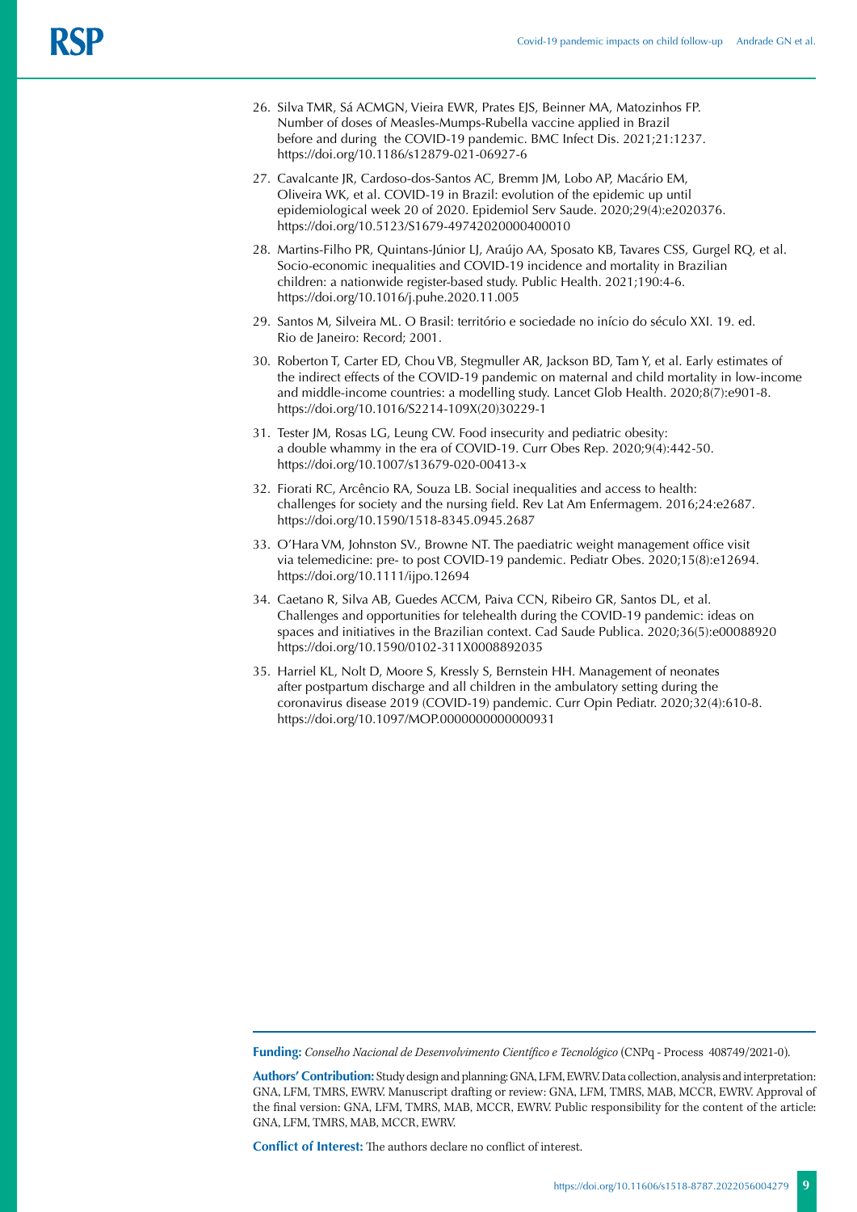26. Silva TMR, Sá ACMGN, Vieira EWR, Prates EJS, Beinner MA, Matozinhos FP. Number of doses of Measles-Mumps-Rubella vaccine applied in Brazil before and during the COVID-19 pandemic. BMC Infect Dis. 2021;21:1237. https://doi.org/10.1186/s12879-021-06927-6

27. Cavalcante JR, Cardoso-dos-Santos AC, Bremm JM, Lobo AP, Macário EM, Oliveira WK, et al. COVID-19 in Brazil: evolution of the epidemic up until epidemiological week 20 of 2020. Epidemiol Serv Saude. 2020;29(4):e2020376. https://doi.org/10.5123/S1679-49742020000400010

28. Martins-Filho PR, Quintans-Júnior LJ, Araújo AA, Sposato KB, Tavares CSS, Gurgel RQ, et al. Socio-economic inequalities and COVID-19 incidence and mortality in Brazilian children: a nationwide register-based study. Public Health. 2021;190:4-6. https://doi.org/10.1016/j.puhe.2020.11.005

29. Santos M, Silveira ML. O Brasil: território e sociedade no início do século XXI. 19. ed. Rio de Janeiro: Record; 2001.

30. Roberton T, Carter ED, Chou VB, Stegmuller AR, Jackson BD, Tam Y, et al. Early estimates of the indirect effects of the COVID-19 pandemic on maternal and child mortality in low-income and middle-income countries: a modelling study. Lancet Glob Health. 2020;8(7):e901-8. https://doi.org/10.1016/S2214-109X(20)30229-1

31. Tester JM, Rosas LG, Leung CW. Food insecurity and pediatric obesity: a double whammy in the era of COVID-19. Curr Obes Rep. 2020;9(4):442-50. https://doi.org/10.1007/s13679-020-00413-x

32. Fiorati RC, Arcêncio RA, Souza LB. Social inequalities and access to health: challenges for society and the nursing field. Rev Lat Am Enfermagem. 2016;24:e2687. https://doi.org/10.1590/1518-8345.0945.2687

33. O'Hara VM, Johnston SV., Browne NT. The paediatric weight management office visit via telemedicine: pre- to post COVID-19 pandemic. Pediatr Obes. 2020;15(8):e12694. https://doi.org/10.1111/ijpo.12694

34. Caetano R, Silva AB, Guedes ACCM, Paiva CCN, Ribeiro GR, Santos DL, et al. Challenges and opportunities for telehealth during the COVID-19 pandemic: ideas on spaces and initiatives in the Brazilian context. Cad Saude Publica. 2020;36(5):e00088920 https://doi.org/10.1590/0102-311X0008892035

35. Harriel KL, Nolt D, Moore S, Kressly S, Bernstein HH. Management of neonates after postpartum discharge and all children in the ambulatory setting during the coronavirus disease 2019 (COVID-19) pandemic. Curr Opin Pediatr. 2020;32(4):610-8. https://doi.org/10.1097/MOP.0000000000000931

**Funding:** *Conselho Nacional de Desenvolvimento Científico e Tecnológico* (CNPq - Process 408749/2021-0).

**Authors' Contribution:** Study design and planning: GNA, LFM, EWRV. Data collection, analysis and interpretation: GNA, LFM, TMRS, EWRV. Manuscript drafting or review: GNA, LFM, TMRS, MAB, MCCR, EWRV. Approval of the final version: GNA, LFM, TMRS, MAB, MCCR, EWRV. Public responsibility for the content of the article: GNA, LFM, TMRS, MAB, MCCR, EWRV.

**Conflict of Interest:** The authors declare no conflict of interest.